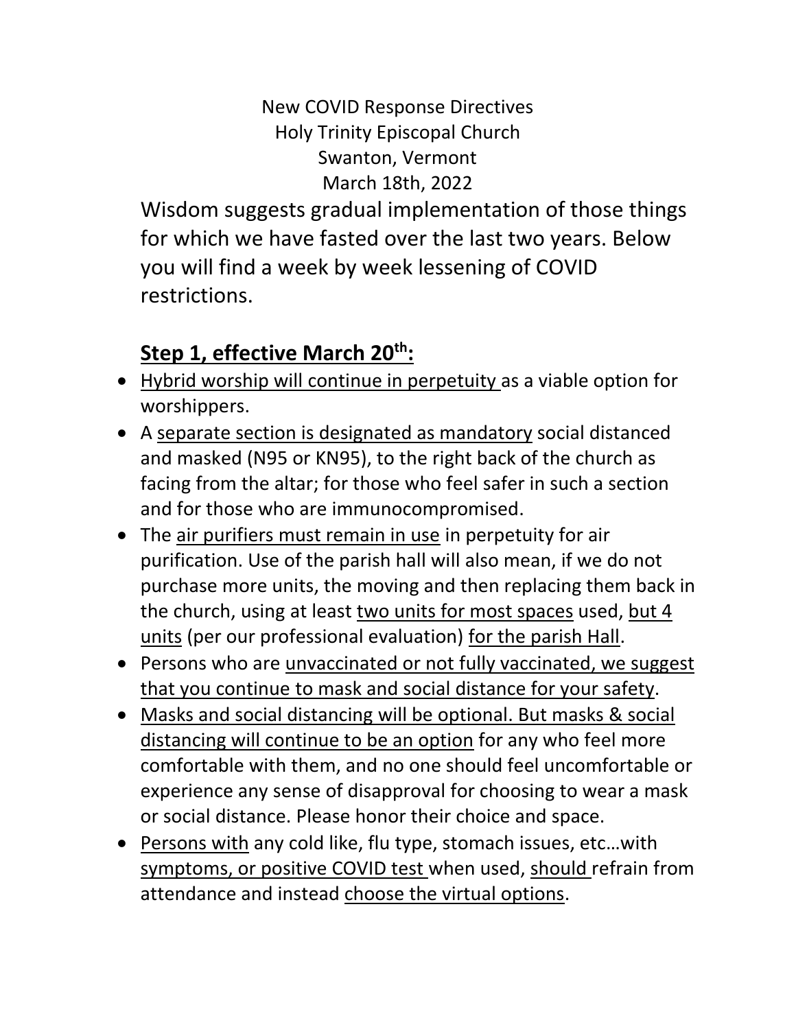New COVID Response Directives
Holy Trinity Episcopal Church
Swanton, Vermont
March 18th, 2022

Wisdom suggests gradual implementation of those things for which we have fasted over the last two years. Below you will find a week by week lessening of COVID restrictions.

## Step 1, effective March 20th:

- Hybrid worship will continue in perpetuity as a viable option for worshippers.
- A separate section is designated as mandatory social distanced and masked (N95 or KN95), to the right back of the church as facing from the altar; for those who feel safer in such a section and for those who are immunocompromised.
- The air purifiers must remain in use in perpetuity for air purification. Use of the parish hall will also mean, if we do not purchase more units, the moving and then replacing them back in the church, using at least two units for most spaces used, but 4 units (per our professional evaluation) for the parish Hall.
- Persons who are unvaccinated or not fully vaccinated, we suggest that you continue to mask and social distance for your safety.
- Masks and social distancing will be optional. But masks & social distancing will continue to be an option for any who feel more comfortable with them, and no one should feel uncomfortable or experience any sense of disapproval for choosing to wear a mask or social distance. Please honor their choice and space.
- Persons with any cold like, flu type, stomach issues, etc…with symptoms, or positive COVID test when used, should refrain from attendance and instead choose the virtual options.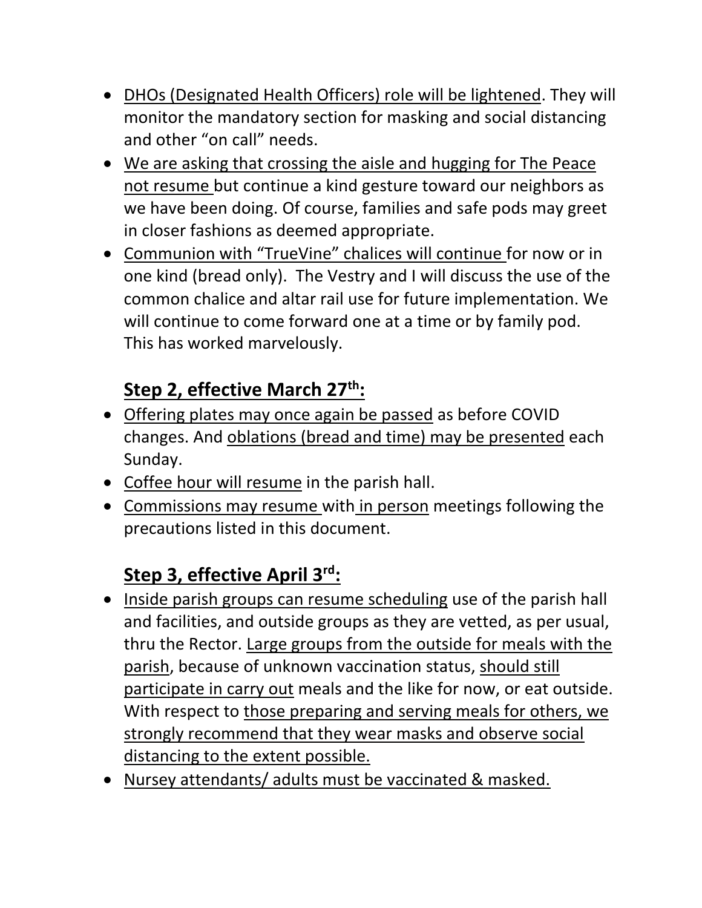- DHOs (Designated Health Officers) role will be lightened. They will monitor the mandatory section for masking and social distancing and other "on call" needs.
- We are asking that crossing the aisle and hugging for The Peace not resume but continue a kind gesture toward our neighbors as we have been doing. Of course, families and safe pods may greet in closer fashions as deemed appropriate.
- Communion with "TrueVine" chalices will continue for now or in one kind (bread only). The Vestry and I will discuss the use of the common chalice and altar rail use for future implementation. We will continue to come forward one at a time or by family pod. This has worked marvelously.

## Step 2, effective March 27th:

- Offering plates may once again be passed as before COVID changes. And oblations (bread and time) may be presented each Sunday.
- Coffee hour will resume in the parish hall.
- Commissions may resume with in person meetings following the precautions listed in this document.

## Step 3, effective April 3rd:

- Inside parish groups can resume scheduling use of the parish hall and facilities, and outside groups as they are vetted, as per usual, thru the Rector. Large groups from the outside for meals with the parish, because of unknown vaccination status, should still participate in carry out meals and the like for now, or eat outside. With respect to those preparing and serving meals for others, we strongly recommend that they wear masks and observe social distancing to the extent possible.
- Nursey attendants/ adults must be vaccinated & masked.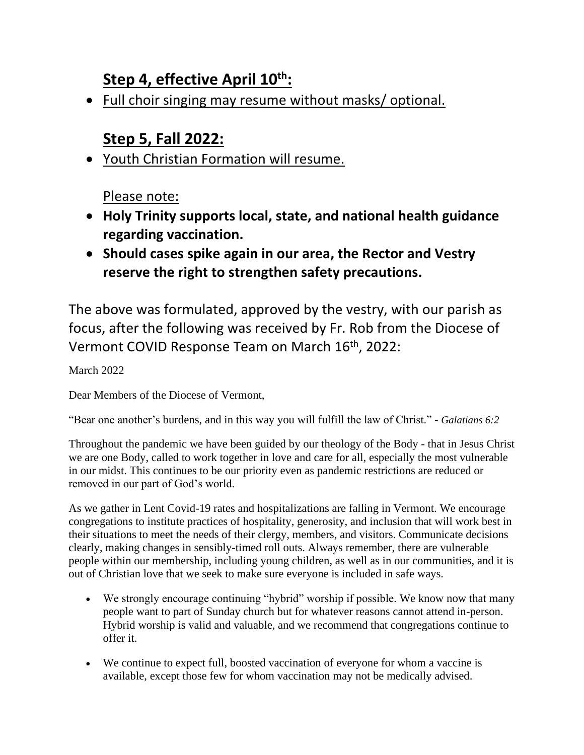## Step 4, effective April 10th:

- Full choir singing may resume without masks/ optional.

## Step 5, Fall 2022:

- Youth Christian Formation will resume.

Please note:

- **Holy Trinity supports local, state, and national health guidance regarding vaccination.**
- **Should cases spike again in our area, the Rector and Vestry reserve the right to strengthen safety precautions.**

The above was formulated, approved by the vestry, with our parish as focus, after the following was received by Fr. Rob from the Diocese of Vermont COVID Response Team on March 16th, 2022:

March 2022

Dear Members of the Diocese of Vermont,

"Bear one another's burdens, and in this way you will fulfill the law of Christ." - *Galatians 6:2*

Throughout the pandemic we have been guided by our theology of the Body - that in Jesus Christ we are one Body, called to work together in love and care for all, especially the most vulnerable in our midst. This continues to be our priority even as pandemic restrictions are reduced or removed in our part of God's world.

As we gather in Lent Covid-19 rates and hospitalizations are falling in Vermont. We encourage congregations to institute practices of hospitality, generosity, and inclusion that will work best in their situations to meet the needs of their clergy, members, and visitors. Communicate decisions clearly, making changes in sensibly-timed roll outs. Always remember, there are vulnerable people within our membership, including young children, as well as in our communities, and it is out of Christian love that we seek to make sure everyone is included in safe ways.

- We strongly encourage continuing "hybrid" worship if possible. We know now that many people want to part of Sunday church but for whatever reasons cannot attend in-person. Hybrid worship is valid and valuable, and we recommend that congregations continue to offer it.
- We continue to expect full, boosted vaccination of everyone for whom a vaccine is available, except those few for whom vaccination may not be medically advised.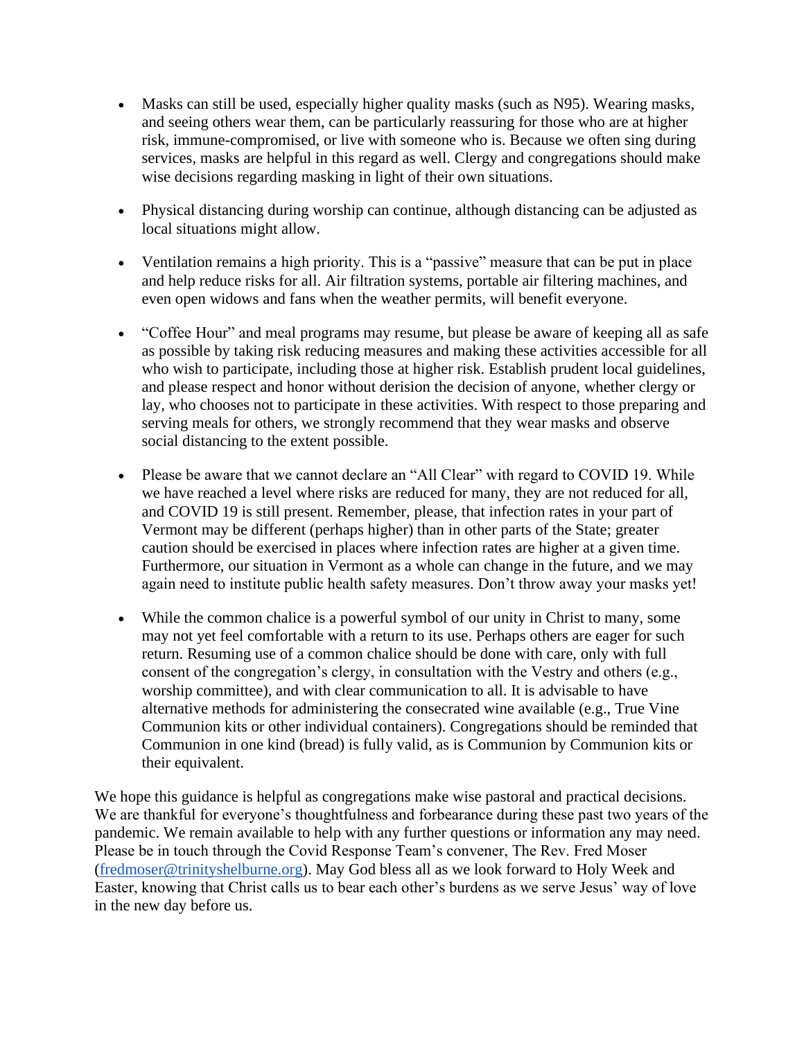- Masks can still be used, especially higher quality masks (such as N95). Wearing masks, and seeing others wear them, can be particularly reassuring for those who are at higher risk, immune-compromised, or live with someone who is. Because we often sing during services, masks are helpful in this regard as well. Clergy and congregations should make wise decisions regarding masking in light of their own situations.

- Physical distancing during worship can continue, although distancing can be adjusted as local situations might allow.

- Ventilation remains a high priority. This is a "passive" measure that can be put in place and help reduce risks for all. Air filtration systems, portable air filtering machines, and even open widows and fans when the weather permits, will benefit everyone.

- "Coffee Hour" and meal programs may resume, but please be aware of keeping all as safe as possible by taking risk reducing measures and making these activities accessible for all who wish to participate, including those at higher risk. Establish prudent local guidelines, and please respect and honor without derision the decision of anyone, whether clergy or lay, who chooses not to participate in these activities. With respect to those preparing and serving meals for others, we strongly recommend that they wear masks and observe social distancing to the extent possible.

- Please be aware that we cannot declare an "All Clear" with regard to COVID 19. While we have reached a level where risks are reduced for many, they are not reduced for all, and COVID 19 is still present. Remember, please, that infection rates in your part of Vermont may be different (perhaps higher) than in other parts of the State; greater caution should be exercised in places where infection rates are higher at a given time. Furthermore, our situation in Vermont as a whole can change in the future, and we may again need to institute public health safety measures. Don't throw away your masks yet!

- While the common chalice is a powerful symbol of our unity in Christ to many, some may not yet feel comfortable with a return to its use. Perhaps others are eager for such return. Resuming use of a common chalice should be done with care, only with full consent of the congregation's clergy, in consultation with the Vestry and others (e.g., worship committee), and with clear communication to all. It is advisable to have alternative methods for administering the consecrated wine available (e.g., True Vine Communion kits or other individual containers). Congregations should be reminded that Communion in one kind (bread) is fully valid, as is Communion by Communion kits or their equivalent.

We hope this guidance is helpful as congregations make wise pastoral and practical decisions. We are thankful for everyone's thoughtfulness and forbearance during these past two years of the pandemic. We remain available to help with any further questions or information any may need. Please be in touch through the Covid Response Team's convener, The Rev. Fred Moser ([fredmoser@trinityshelburne.org](mailto:fredmoser@trinityshelburne.org)). May God bless all as we look forward to Holy Week and Easter, knowing that Christ calls us to bear each other's burdens as we serve Jesus' way of love in the new day before us.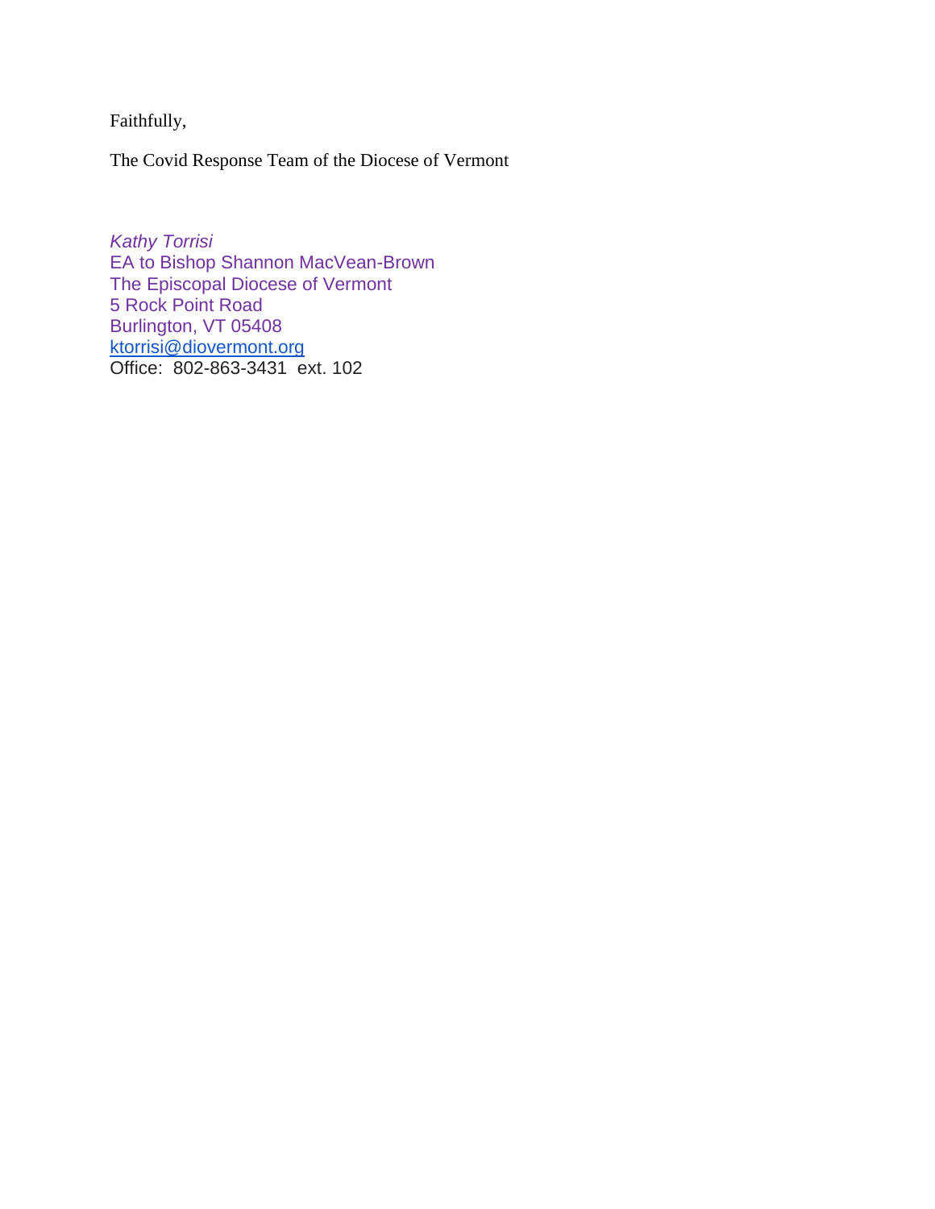Faithfully,

The Covid Response Team of the Diocese of Vermont

*Kathy Torrisi*
EA to Bishop Shannon MacVean-Brown
The Episcopal Diocese of Vermont
5 Rock Point Road
Burlington, VT 05408
ktorrisi@diovermont.org
Office: 802-863-3431 ext. 102